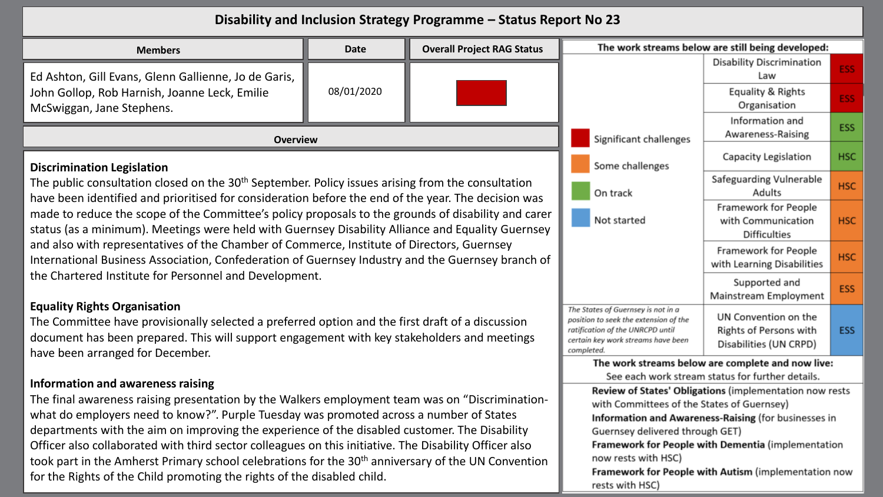# Disability and Inclusion Strategy Programme – Status Report No 23

| Members | Date | Overall Project RAG Status |
|---|---|---|
| Ed Ashton, Gill Evans, Glenn Gallienne, Jo de Garis, John Gollop, Rob Harnish, Joanne Leck, Emilie McSwiggan, Jane Stephens. | 08/01/2020 | Red |

## Overview

### Discrimination Legislation

The public consultation closed on the 30th September. Policy issues arising from the consultation have been identified and prioritised for consideration before the end of the year. The decision was made to reduce the scope of the Committee's policy proposals to the grounds of disability and carer status (as a minimum). Meetings were held with Guernsey Disability Alliance and Equality Guernsey and also with representatives of the Chamber of Commerce, Institute of Directors, Guernsey International Business Association, Confederation of Guernsey Industry and the Guernsey branch of the Chartered Institute for Personnel and Development.

### Equality Rights Organisation

The Committee have provisionally selected a preferred option and the first draft of a discussion document has been prepared. This will support engagement with key stakeholders and meetings have been arranged for December.

### Information and awareness raising

The final awareness raising presentation by the Walkers employment team was on "Discrimination- what do employers need to know?". Purple Tuesday was promoted across a number of States departments with the aim on improving the experience of the disabled customer. The Disability Officer also collaborated with third sector colleagues on this initiative. The Disability Officer also took part in the Amherst Primary school celebrations for the 30th anniversary of the UN Convention for the Rights of the Child promoting the rights of the disabled child.

**The work streams below are still being developed:**

Key: Red – Significant challenges; Orange – Some challenges; Green – On track; Blue – Not started

| Work stream | Committee | Status |
|---|---|---|
| Disability Discrimination Law | ESS | Significant challenges |
| Equality & Rights Organisation | ESS | Significant challenges |
| Information and Awareness-Raising | ESS | On track |
| Capacity Legislation | HSC | On track |
| Safeguarding Vulnerable Adults | HSC | Some challenges |
| Framework for People with Communication Difficulties | HSC | Some challenges |
| Framework for People with Learning Disabilities | HSC | Some challenges |
| Supported and Mainstream Employment | ESS | Some challenges |
| UN Convention on the Rights of Persons with Disabilities (UN CRPD) | ESS | Not started |

*The States of Guernsey is not in a position to seek the extension of the ratification of the UNRCPD until certain key work streams have been completed.*

**The work streams below are complete and now live:**

See each work stream status for further details.

- **Review of States' Obligations** (implementation now rests with Committees of the States of Guernsey)
- **Information and Awareness-Raising** (for businesses in Guernsey delivered through GET)
- **Framework for People with Dementia** (implementation now rests with HSC)
- **Framework for People with Autism** (implementation now rests with HSC)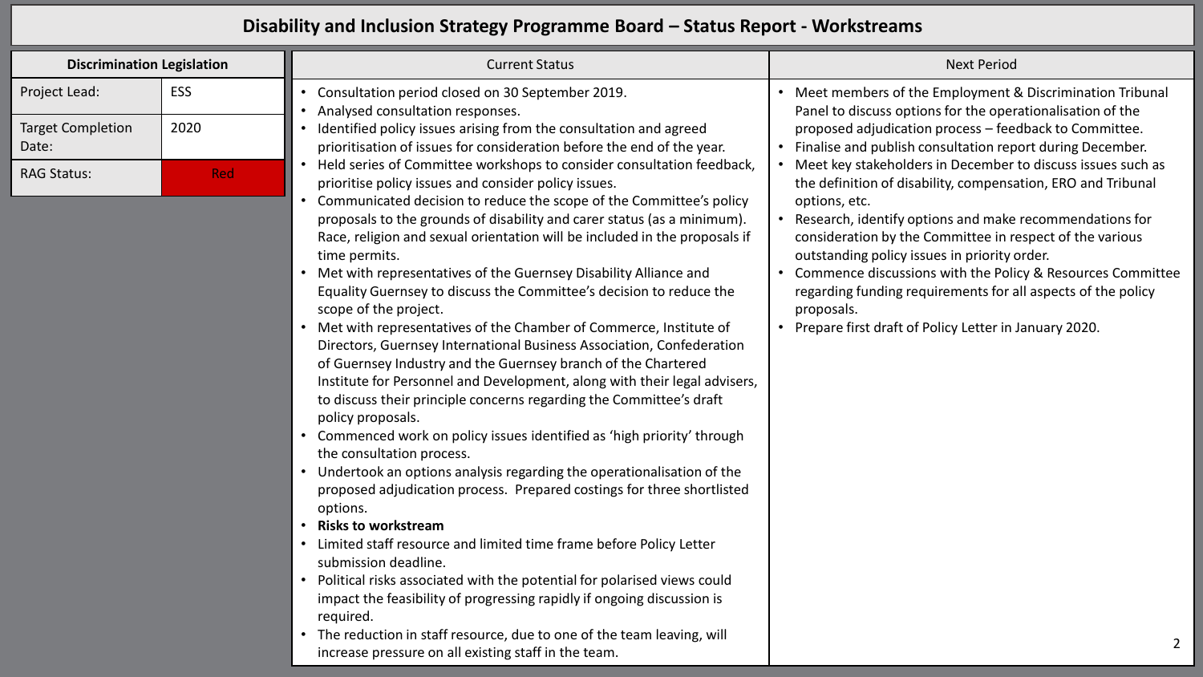# Disability and Inclusion Strategy Programme Board – Status Report - Workstreams

| Discrimination Legislation | |
| --- | --- |
| Project Lead: | ESS |
| Target Completion Date: | 2020 |
| RAG Status: | Red |

## Current Status

- Consultation period closed on 30 September 2019.
- Analysed consultation responses.
- Identified policy issues arising from the consultation and agreed prioritisation of issues for consideration before the end of the year.
- Held series of Committee workshops to consider consultation feedback, prioritise policy issues and consider policy issues.
- Communicated decision to reduce the scope of the Committee's policy proposals to the grounds of disability and carer status (as a minimum). Race, religion and sexual orientation will be included in the proposals if time permits.
- Met with representatives of the Guernsey Disability Alliance and Equality Guernsey to discuss the Committee's decision to reduce the scope of the project.
- Met with representatives of the Chamber of Commerce, Institute of Directors, Guernsey International Business Association, Confederation of Guernsey Industry and the Guernsey branch of the Chartered Institute for Personnel and Development, along with their legal advisers, to discuss their principle concerns regarding the Committee's draft policy proposals.
- Commenced work on policy issues identified as 'high priority' through the consultation process.
- Undertook an options analysis regarding the operationalisation of the proposed adjudication process. Prepared costings for three shortlisted options.
- **Risks to workstream**
- Limited staff resource and limited time frame before Policy Letter submission deadline.
- Political risks associated with the potential for polarised views could impact the feasibility of progressing rapidly if ongoing discussion is required.
- The reduction in staff resource, due to one of the team leaving, will increase pressure on all existing staff in the team.

## Next Period

- Meet members of the Employment & Discrimination Tribunal Panel to discuss options for the operationalisation of the proposed adjudication process – feedback to Committee.
- Finalise and publish consultation report during December.
- Meet key stakeholders in December to discuss issues such as the definition of disability, compensation, ERO and Tribunal options, etc.
- Research, identify options and make recommendations for consideration by the Committee in respect of the various outstanding policy issues in priority order.
- Commence discussions with the Policy & Resources Committee regarding funding requirements for all aspects of the policy proposals.
- Prepare first draft of Policy Letter in January 2020.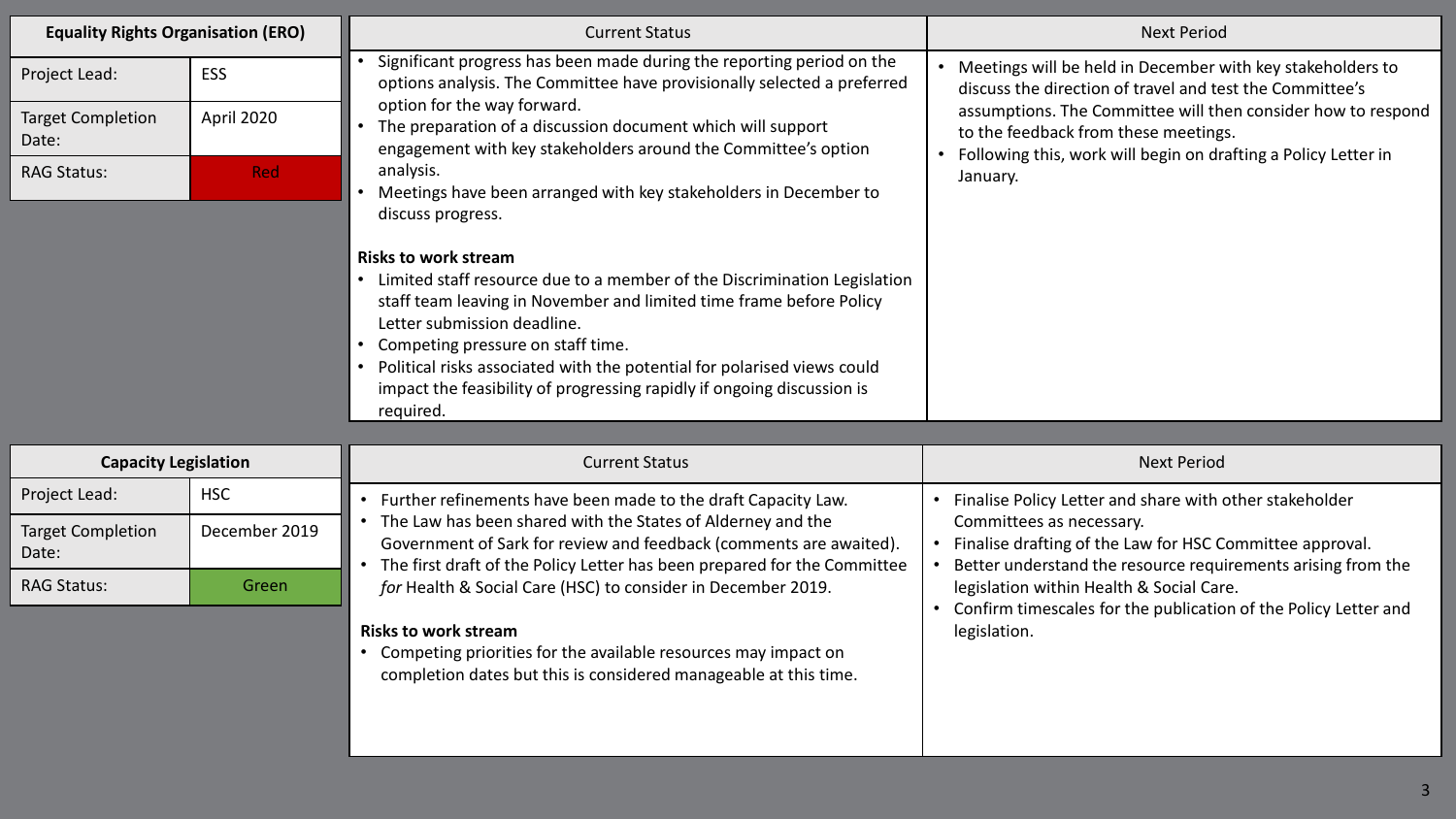| Equality Rights Organisation (ERO) | |
| --- | --- |
| Project Lead: | ESS |
| Target Completion Date: | April 2020 |
| RAG Status: | Red |

| Current Status | Next Period |
| --- | --- |
| • Significant progress has been made during the reporting period on the options analysis. The Committee have provisionally selected a preferred option for the way forward.<br>• The preparation of a discussion document which will support engagement with key stakeholders around the Committee's option analysis.<br>• Meetings have been arranged with key stakeholders in December to discuss progress.<br><br>**Risks to work stream**<br>• Limited staff resource due to a member of the Discrimination Legislation staff team leaving in November and limited time frame before Policy Letter submission deadline.<br>• Competing pressure on staff time.<br>• Political risks associated with the potential for polarised views could impact the feasibility of progressing rapidly if ongoing discussion is required. | • Meetings will be held in December with key stakeholders to discuss the direction of travel and test the Committee's assumptions. The Committee will then consider how to respond to the feedback from these meetings.<br>• Following this, work will begin on drafting a Policy Letter in January. |

| Capacity Legislation | |
| --- | --- |
| Project Lead: | HSC |
| Target Completion Date: | December 2019 |
| RAG Status: | Green |

| Current Status | Next Period |
| --- | --- |
| • Further refinements have been made to the draft Capacity Law.<br>• The Law has been shared with the States of Alderney and the Government of Sark for review and feedback (comments are awaited).<br>• The first draft of the Policy Letter has been prepared for the Committee *for* Health & Social Care (HSC) to consider in December 2019.<br><br>**Risks to work stream**<br>• Competing priorities for the available resources may impact on completion dates but this is considered manageable at this time. | • Finalise Policy Letter and share with other stakeholder Committees as necessary.<br>• Finalise drafting of the Law for HSC Committee approval.<br>• Better understand the resource requirements arising from the legislation within Health & Social Care.<br>• Confirm timescales for the publication of the Policy Letter and legislation. |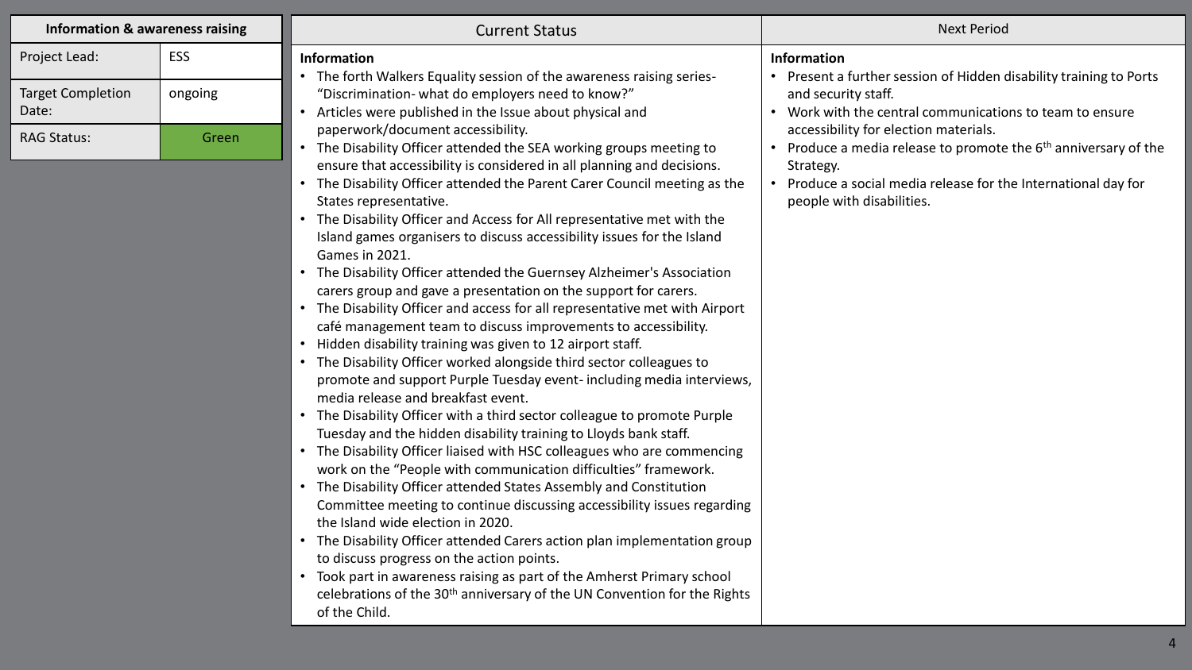| Information & awareness raising | |
|---|---|
| Project Lead: | ESS |
| Target Completion Date: | ongoing |
| RAG Status: | Green |

| Current Status | Next Period |
|---|---|
| **Information** | **Information** |

## Current Status

**Information**

- The forth Walkers Equality session of the awareness raising series- "Discrimination- what do employers need to know?"
- Articles were published in the Issue about physical and paperwork/document accessibility.
- The Disability Officer attended the SEA working groups meeting to ensure that accessibility is considered in all planning and decisions.
- The Disability Officer attended the Parent Carer Council meeting as the States representative.
- The Disability Officer and Access for All representative met with the Island games organisers to discuss accessibility issues for the Island Games in 2021.
- The Disability Officer attended the Guernsey Alzheimer's Association carers group and gave a presentation on the support for carers.
- The Disability Officer and access for all representative met with Airport café management team to discuss improvements to accessibility.
- Hidden disability training was given to 12 airport staff.
- The Disability Officer worked alongside third sector colleagues to promote and support Purple Tuesday event- including media interviews, media release and breakfast event.
- The Disability Officer with a third sector colleague to promote Purple Tuesday and the hidden disability training to Lloyds bank staff.
- The Disability Officer liaised with HSC colleagues who are commencing work on the "People with communication difficulties" framework.
- The Disability Officer attended States Assembly and Constitution Committee meeting to continue discussing accessibility issues regarding the Island wide election in 2020.
- The Disability Officer attended Carers action plan implementation group to discuss progress on the action points.
- Took part in awareness raising as part of the Amherst Primary school celebrations of the 30th anniversary of the UN Convention for the Rights of the Child.

## Next Period

**Information**

- Present a further session of Hidden disability training to Ports and security staff.
- Work with the central communications to team to ensure accessibility for election materials.
- Produce a media release to promote the 6th anniversary of the Strategy.
- Produce a social media release for the International day for people with disabilities.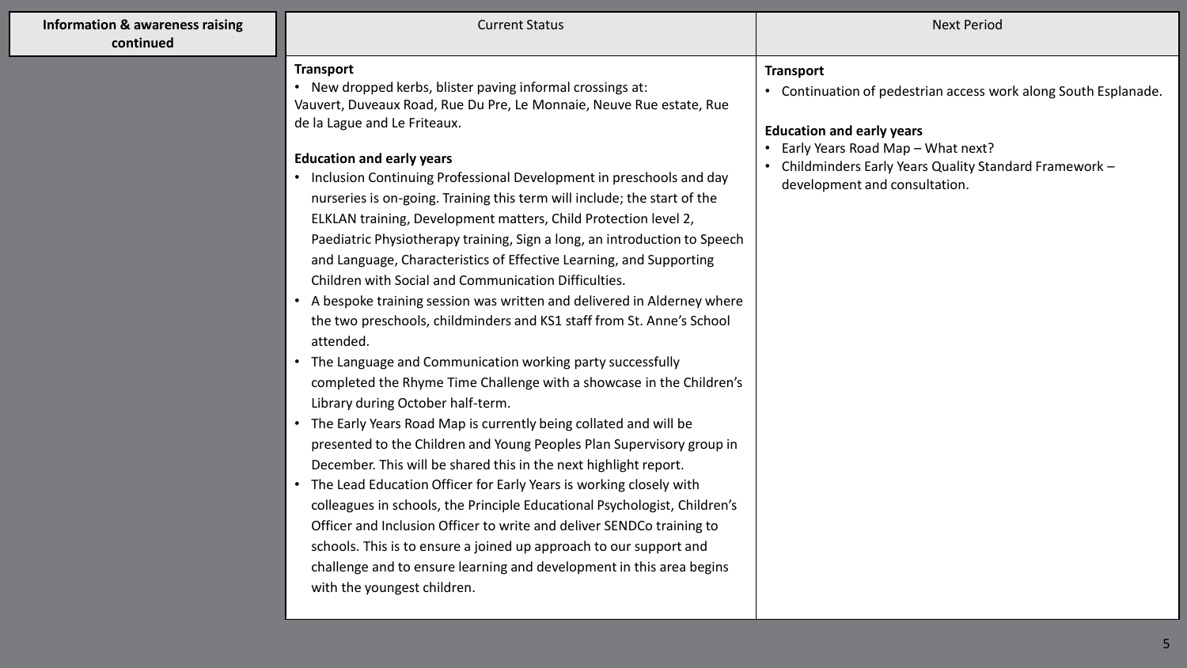## Information & awareness raising continued

| Current Status | Next Period |
| --- | --- |
| **Transport**<br>• New dropped kerbs, blister paving informal crossings at: Vauvert, Duveaux Road, Rue Du Pre, Le Monnaie, Neuve Rue estate, Rue de la Lague and Le Friteaux.<br><br>**Education and early years**<br>• Inclusion Continuing Professional Development in preschools and day nurseries is on-going. Training this term will include; the start of the ELKLAN training, Development matters, Child Protection level 2, Paediatric Physiotherapy training, Sign a long, an introduction to Speech and Language, Characteristics of Effective Learning, and Supporting Children with Social and Communication Difficulties.<br>• A bespoke training session was written and delivered in Alderney where the two preschools, childminders and KS1 staff from St. Anne's School attended.<br>• The Language and Communication working party successfully completed the Rhyme Time Challenge with a showcase in the Children's Library during October half-term.<br>• The Early Years Road Map is currently being collated and will be presented to the Children and Young Peoples Plan Supervisory group in December. This will be shared this in the next highlight report.<br>• The Lead Education Officer for Early Years is working closely with colleagues in schools, the Principle Educational Psychologist, Children's Officer and Inclusion Officer to write and deliver SENDCo training to schools. This is to ensure a joined up approach to our support and challenge and to ensure learning and development in this area begins with the youngest children. | **Transport**<br>• Continuation of pedestrian access work along South Esplanade.<br><br>**Education and early years**<br>• Early Years Road Map – What next?<br>• Childminders Early Years Quality Standard Framework – development and consultation. |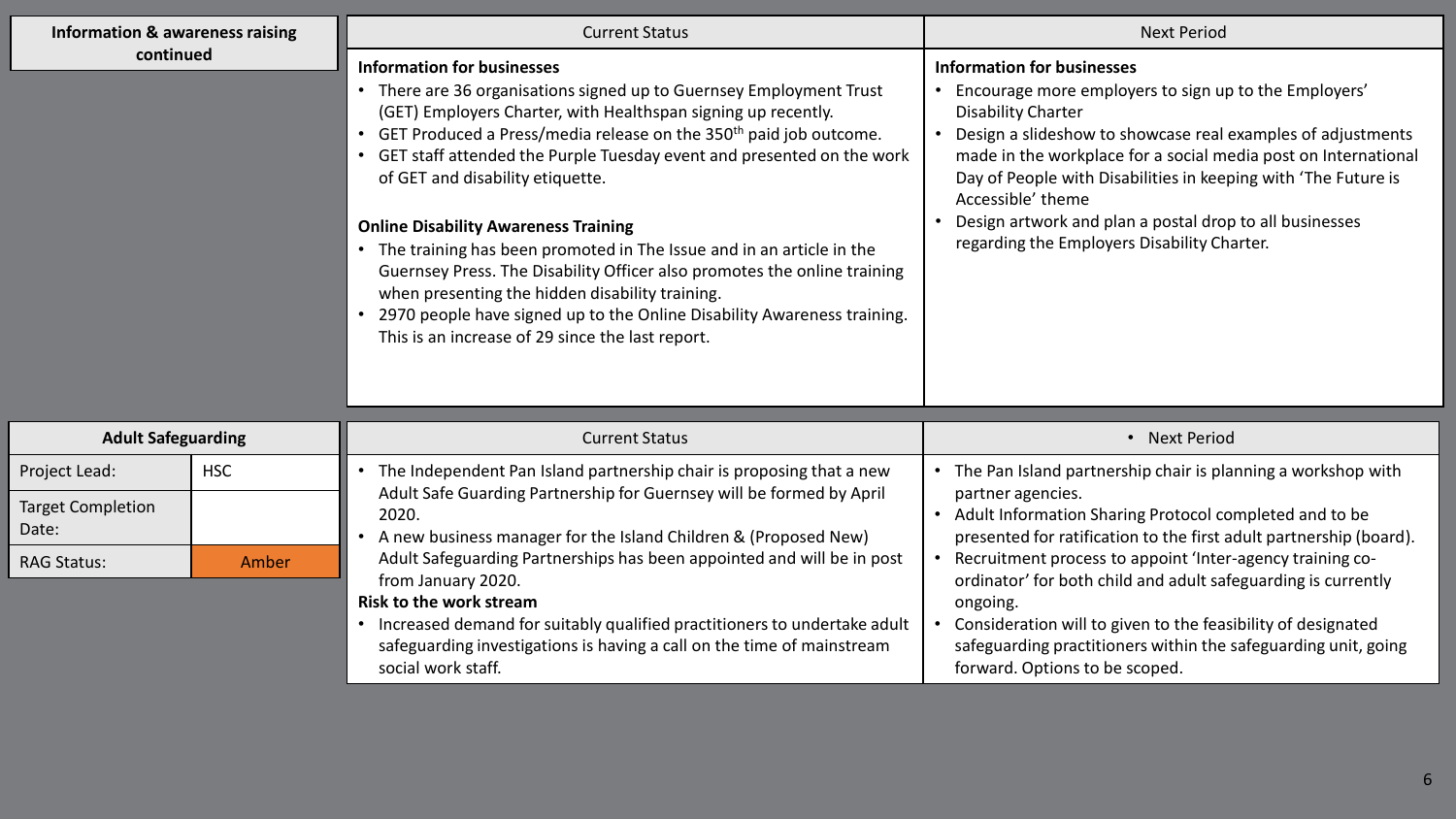## Information & awareness raising continued

| Current Status | Next Period |
| --- | --- |
| **Information for businesses**<br>• There are 36 organisations signed up to Guernsey Employment Trust (GET) Employers Charter, with Healthspan signing up recently.<br>• GET Produced a Press/media release on the 350th paid job outcome.<br>• GET staff attended the Purple Tuesday event and presented on the work of GET and disability etiquette.<br><br>**Online Disability Awareness Training**<br>• The training has been promoted in The Issue and in an article in the Guernsey Press. The Disability Officer also promotes the online training when presenting the hidden disability training.<br>• 2970 people have signed up to the Online Disability Awareness training. This is an increase of 29 since the last report. | **Information for businesses**<br>• Encourage more employers to sign up to the Employers' Disability Charter<br>• Design a slideshow to showcase real examples of adjustments made in the workplace for a social media post on International Day of People with Disabilities in keeping with 'The Future is Accessible' theme<br>• Design artwork and plan a postal drop to all businesses regarding the Employers Disability Charter. |

## Adult Safeguarding

| | |
| --- | --- |
| Project Lead: | HSC |
| Target Completion Date: | |
| RAG Status: | Amber |

| Current Status | Next Period |
| --- | --- |
| • The Independent Pan Island partnership chair is proposing that a new Adult Safe Guarding Partnership for Guernsey will be formed by April 2020.<br>• A new business manager for the Island Children & (Proposed New) Adult Safeguarding Partnerships has been appointed and will be in post from January 2020.<br>**Risk to the work stream**<br>• Increased demand for suitably qualified practitioners to undertake adult safeguarding investigations is having a call on the time of mainstream social work staff. | • The Pan Island partnership chair is planning a workshop with partner agencies.<br>• Adult Information Sharing Protocol completed and to be presented for ratification to the first adult partnership (board).<br>• Recruitment process to appoint 'Inter-agency training co-ordinator' for both child and adult safeguarding is currently ongoing.<br>• Consideration will to given to the feasibility of designated safeguarding practitioners within the safeguarding unit, going forward. Options to be scoped. |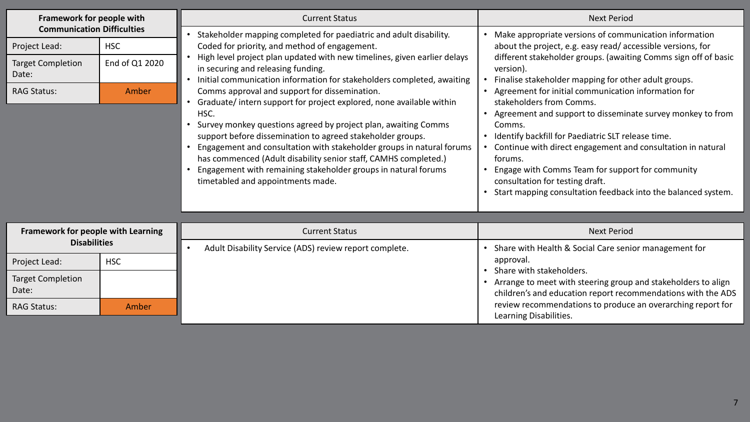## Framework for people with Communication Difficulties

| | |
|---|---|
| Project Lead: | HSC |
| Target Completion Date: | End of Q1 2020 |
| RAG Status: | Amber |

| Current Status | Next Period |
|---|---|
| • Stakeholder mapping completed for paediatric and adult disability. Coded for priority, and method of engagement.<br>• High level project plan updated with new timelines, given earlier delays in securing and releasing funding.<br>• Initial communication information for stakeholders completed, awaiting Comms approval and support for dissemination.<br>• Graduate/ intern support for project explored, none available within HSC.<br>• Survey monkey questions agreed by project plan, awaiting Comms support before dissemination to agreed stakeholder groups.<br>• Engagement and consultation with stakeholder groups in natural forums has commenced (Adult disability senior staff, CAMHS completed.)<br>• Engagement with remaining stakeholder groups in natural forums timetabled and appointments made. | • Make appropriate versions of communication information about the project, e.g. easy read/ accessible versions, for different stakeholder groups. (awaiting Comms sign off of basic version).<br>• Finalise stakeholder mapping for other adult groups.<br>• Agreement for initial communication information for stakeholders from Comms.<br>• Agreement and support to disseminate survey monkey to from Comms.<br>• Identify backfill for Paediatric SLT release time.<br>• Continue with direct engagement and consultation in natural forums.<br>• Engage with Comms Team for support for community consultation for testing draft.<br>• Start mapping consultation feedback into the balanced system. |

## Framework for people with Learning Disabilities

| | |
|---|---|
| Project Lead: | HSC |
| Target Completion Date: | |
| RAG Status: | Amber |

| Current Status | Next Period |
|---|---|
| • Adult Disability Service (ADS) review report complete. | • Share with Health & Social Care senior management for approval.<br>• Share with stakeholders.<br>• Arrange to meet with steering group and stakeholders to align children's and education report recommendations with the ADS review recommendations to produce an overarching report for Learning Disabilities. |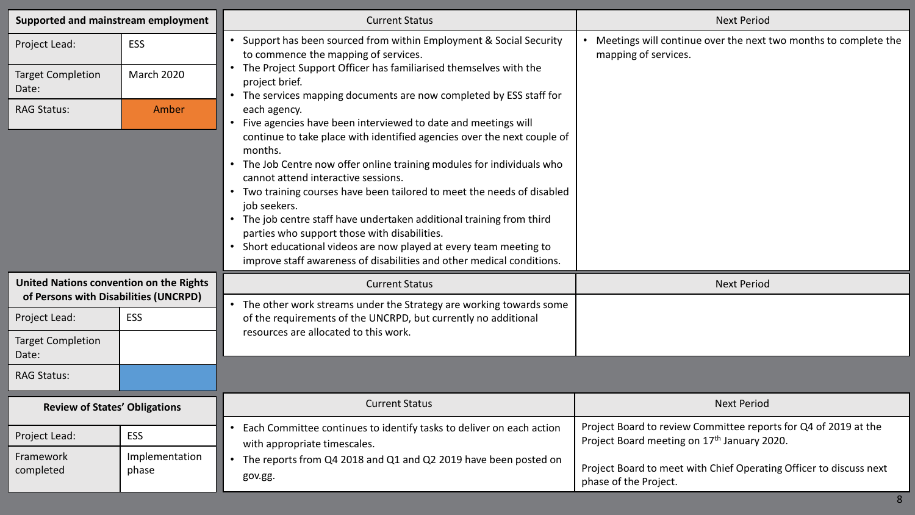## Supported and mainstream employment

| | |
|---|---|
| Project Lead: | ESS |
| Target Completion Date: | March 2020 |
| RAG Status: | Amber |

| Current Status | Next Period |
|---|---|
| • Support has been sourced from within Employment & Social Security to commence the mapping of services.<br>• The Project Support Officer has familiarised themselves with the project brief.<br>• The services mapping documents are now completed by ESS staff for each agency.<br>• Five agencies have been interviewed to date and meetings will continue to take place with identified agencies over the next couple of months.<br>• The Job Centre now offer online training modules for individuals who cannot attend interactive sessions.<br>• Two training courses have been tailored to meet the needs of disabled job seekers.<br>• The job centre staff have undertaken additional training from third parties who support those with disabilities.<br>• Short educational videos are now played at every team meeting to improve staff awareness of disabilities and other medical conditions. | • Meetings will continue over the next two months to complete the mapping of services. |

## United Nations convention on the Rights of Persons with Disabilities (UNCRPD)

| | |
|---|---|
| Project Lead: | ESS |
| Target Completion Date: | |
| RAG Status: | |

| Current Status | Next Period |
|---|---|
| • The other work streams under the Strategy are working towards some of the requirements of the UNCRPD, but currently no additional resources are allocated to this work. | |

## Review of States' Obligations

| | |
|---|---|
| Project Lead: | ESS |
| Framework completed | Implementation phase |

| Current Status | Next Period |
|---|---|
| • Each Committee continues to identify tasks to deliver on each action with appropriate timescales.<br>• The reports from Q4 2018 and Q1 and Q2 2019 have been posted on gov.gg. | Project Board to review Committee reports for Q4 of 2019 at the Project Board meeting on 17th January 2020.<br><br>Project Board to meet with Chief Operating Officer to discuss next phase of the Project. |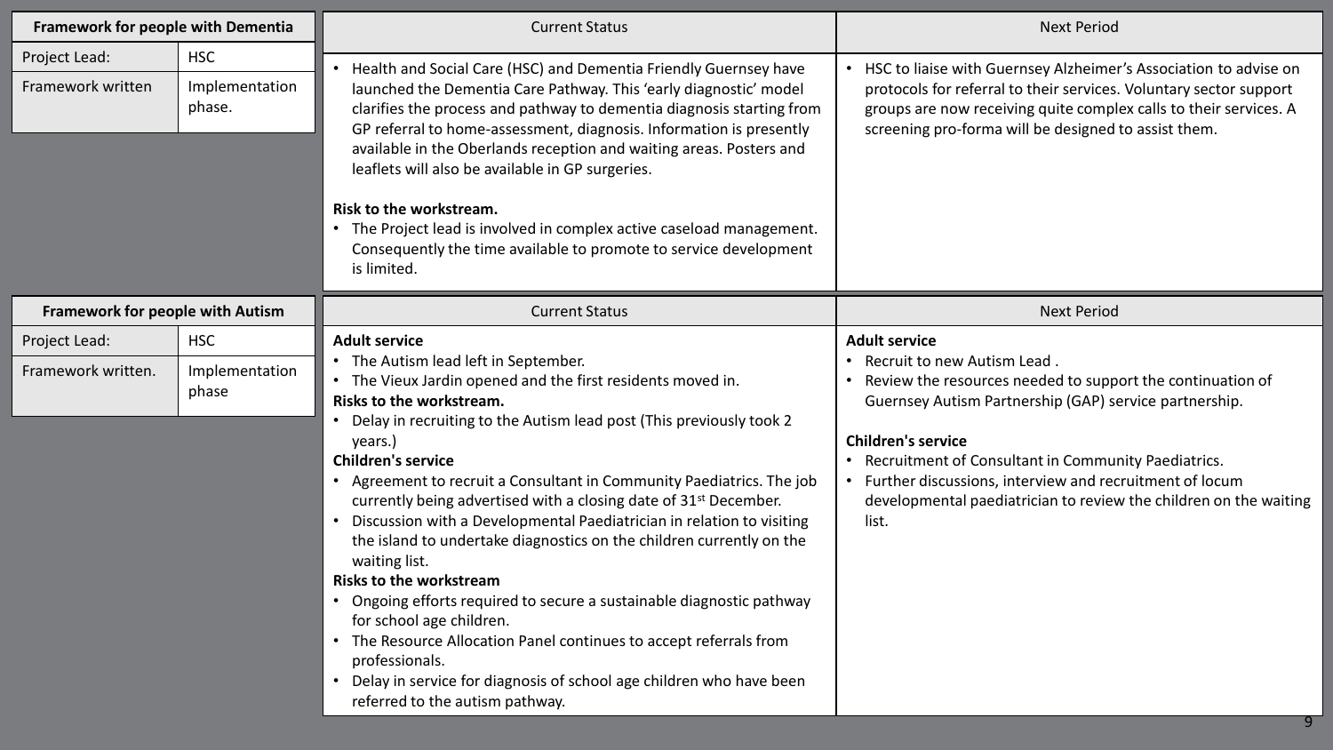| Framework for people with Dementia | |
|---|---|
| Project Lead: | HSC |
| Framework written | Implementation phase. |

| Current Status | Next Period |
|---|---|
| • Health and Social Care (HSC) and Dementia Friendly Guernsey have launched the Dementia Care Pathway. This 'early diagnostic' model clarifies the process and pathway to dementia diagnosis starting from GP referral to home-assessment, diagnosis. Information is presently available in the Oberlands reception and waiting areas. Posters and leaflets will also be available in GP surgeries.<br><br>**Risk to the workstream.**<br>• The Project lead is involved in complex active caseload management. Consequently the time available to promote to service development is limited. | • HSC to liaise with Guernsey Alzheimer's Association to advise on protocols for referral to their services. Voluntary sector support groups are now receiving quite complex calls to their services. A screening pro-forma will be designed to assist them. |

| Framework for people with Autism | |
|---|---|
| Project Lead: | HSC |
| Framework written. | Implementation phase |

| Current Status | Next Period |
|---|---|
| **Adult service**<br>• The Autism lead left in September.<br>• The Vieux Jardin opened and the first residents moved in.<br>**Risks to the workstream.**<br>• Delay in recruiting to the Autism lead post (This previously took 2 years.)<br>**Children's service**<br>• Agreement to recruit a Consultant in Community Paediatrics. The job currently being advertised with a closing date of 31st December.<br>• Discussion with a Developmental Paediatrician in relation to visiting the island to undertake diagnostics on the children currently on the waiting list.<br>**Risks to the workstream**<br>• Ongoing efforts required to secure a sustainable diagnostic pathway for school age children.<br>• The Resource Allocation Panel continues to accept referrals from professionals.<br>• Delay in service for diagnosis of school age children who have been referred to the autism pathway. | **Adult service**<br>• Recruit to new Autism Lead .<br>• Review the resources needed to support the continuation of Guernsey Autism Partnership (GAP) service partnership.<br><br>**Children's service**<br>• Recruitment of Consultant in Community Paediatrics.<br>• Further discussions, interview and recruitment of locum developmental paediatrician to review the children on the waiting list. |